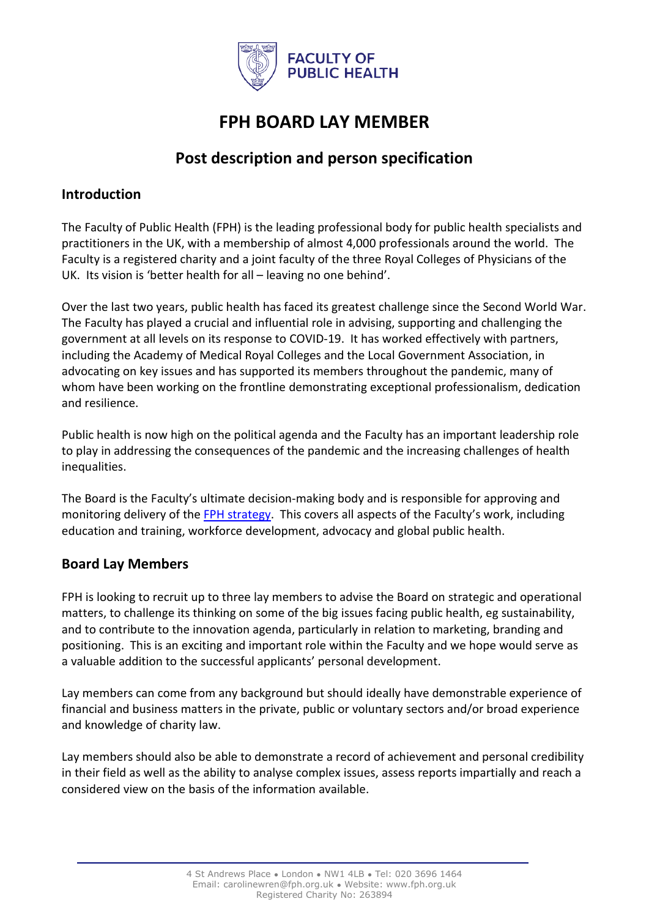# FPH BOARD LAY MEMBER

## Post description and person specification

### Introduction

The Faculty of Public Health (FPH) is the leading professional body for public health specialists and practitioners in the UK, with a membership of almost 4,000 professionals around the world. The Faculty is a registered charity and a joint faculty of the three Royal Colleges of Physicians of the UK. Its vision is 'better health for all – leaving no one behind'.

Over the last two years, public health has faced its greatest challenge since the Second World War. The Faculty has played a crucial and influential role in advising, supporting and challenging the government at all levels on its response to COVID-19. It has worked effectively with partners, including the Academy of Medical Royal Colleges and the Local Government Association, in advocating on key issues and has supported its members throughout the pandemic, many of whom have been working on the frontline demonstrating exceptional professionalism, dedication and resilience.

Public health is now high on the political agenda and the Faculty has an important leadership role to play in addressing the consequences of the pandemic and the increasing challenges of health inequalities.

The Board is the Faculty's ultimate decision-making body and is responsible for approving and monitoring delivery of the FPH strategy. This covers all aspects of the Faculty's work, including education and training, workforce development, advocacy and global public health.

### Board Lay Members

FPH is looking to recruit up to three lay members to advise the Board on strategic and operational matters, to challenge its thinking on some of the big issues facing public health, eg sustainability, and to contribute to the innovation agenda, particularly in relation to marketing, branding and positioning. This is an exciting and important role within the Faculty and we hope would serve as a valuable addition to the successful applicants' personal development.

Lay members can come from any background but should ideally have demonstrable experience of financial and business matters in the private, public or voluntary sectors and/or broad experience and knowledge of charity law.

Lay members should also be able to demonstrate a record of achievement and personal credibility in their field as well as the ability to analyse complex issues, assess reports impartially and reach a considered view on the basis of the information available.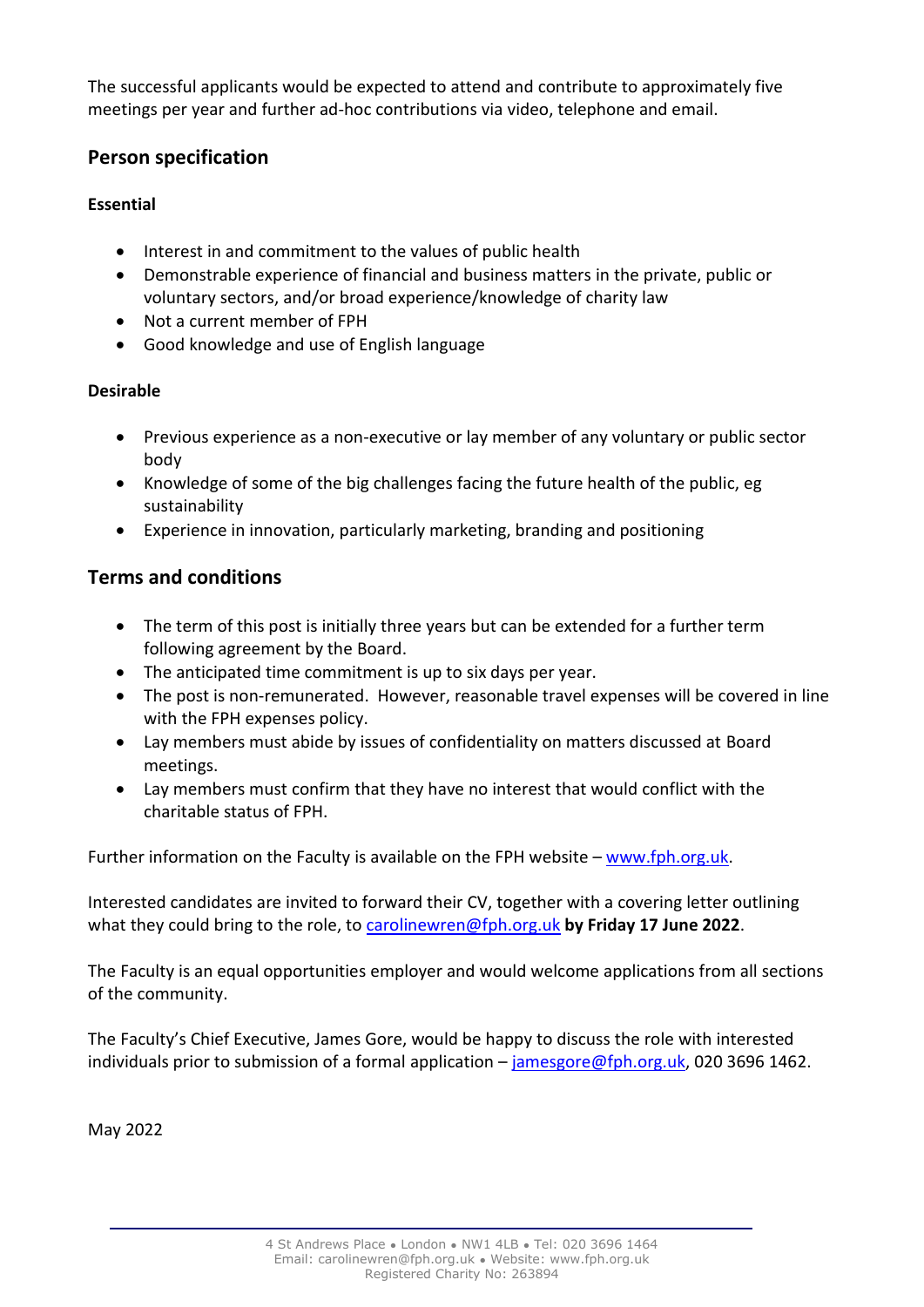The successful applicants would be expected to attend and contribute to approximately five meetings per year and further ad-hoc contributions via video, telephone and email.

## Person specification

**Essential**

- Interest in and commitment to the values of public health
- Demonstrable experience of financial and business matters in the private, public or voluntary sectors, and/or broad experience/knowledge of charity law
- Not a current member of FPH
- Good knowledge and use of English language

**Desirable**

- Previous experience as a non-executive or lay member of any voluntary or public sector body
- Knowledge of some of the big challenges facing the future health of the public, eg sustainability
- Experience in innovation, particularly marketing, branding and positioning

## Terms and conditions

- The term of this post is initially three years but can be extended for a further term following agreement by the Board.
- The anticipated time commitment is up to six days per year.
- The post is non-remunerated. However, reasonable travel expenses will be covered in line with the FPH expenses policy.
- Lay members must abide by issues of confidentiality on matters discussed at Board meetings.
- Lay members must confirm that they have no interest that would conflict with the charitable status of FPH.

Further information on the Faculty is available on the FPH website – www.fph.org.uk.

Interested candidates are invited to forward their CV, together with a covering letter outlining what they could bring to the role, to carolinewren@fph.org.uk **by Friday 17 June 2022**.

The Faculty is an equal opportunities employer and would welcome applications from all sections of the community.

The Faculty's Chief Executive, James Gore, would be happy to discuss the role with interested individuals prior to submission of a formal application – jamesgore@fph.org.uk, 020 3696 1462.

May 2022

4 St Andrews Place • London • NW1 4LB • Tel: 020 3696 1464
Email: carolinewren@fph.org.uk • Website: www.fph.org.uk
Registered Charity No: 263894